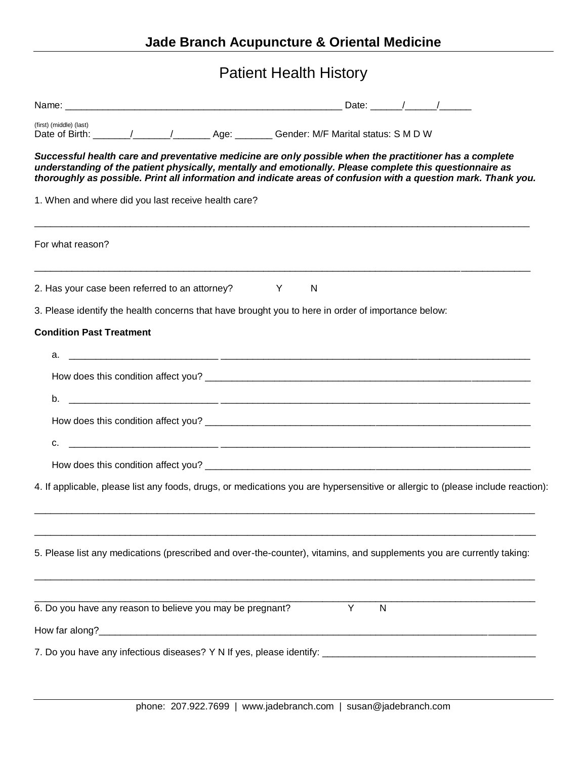## Jade Branch Acupuncture & Oriental Medicine

# Patient Health History

Name: ____________________________________________________ Date: ______/______/______

(first) (middle) (last)
Date of Birth: _______/_______/_______ Age: _______ Gender: M/F Marital status: S M D W

***Successful health care and preventative medicine are only possible when the practitioner has a complete understanding of the patient physically, mentally and emotionally. Please complete this questionnaire as thoroughly as possible. Print all information and indicate areas of confusion with a question mark. Thank you.***

1. When and where did you last receive health care?

_____________________________________________________________________________________________

For what reason?

_____________________________________________________________________________________________

2. Has your case been referred to an attorney? Y N

3. Please identify the health concerns that have brought you to here in order of importance below:

**Condition Past Treatment**

a. ____________________________ ____________________________________________________________

How does this condition affect you? ______________________________________________________________

b. ____________________________ ____________________________________________________________

How does this condition affect you? ______________________________________________________________

c. ____________________________ ____________________________________________________________

How does this condition affect you? ______________________________________________________________

4. If applicable, please list any foods, drugs, or medications you are hypersensitive or allergic to (please include reaction):

_____________________________________________________________________________________________

_____________________________________________________________________________________________

5. Please list any medications (prescribed and over-the-counter), vitamins, and supplements you are currently taking:

_____________________________________________________________________________________________

_____________________________________________________________________________________________

6. Do you have any reason to believe you may be pregnant? Y N

How far along?_________________________________________________________________________________

7. Do you have any infectious diseases? Y N If yes, please identify: ________________________________________

phone: 207.922.7699 | www.jadebranch.com | susan@jadebranch.com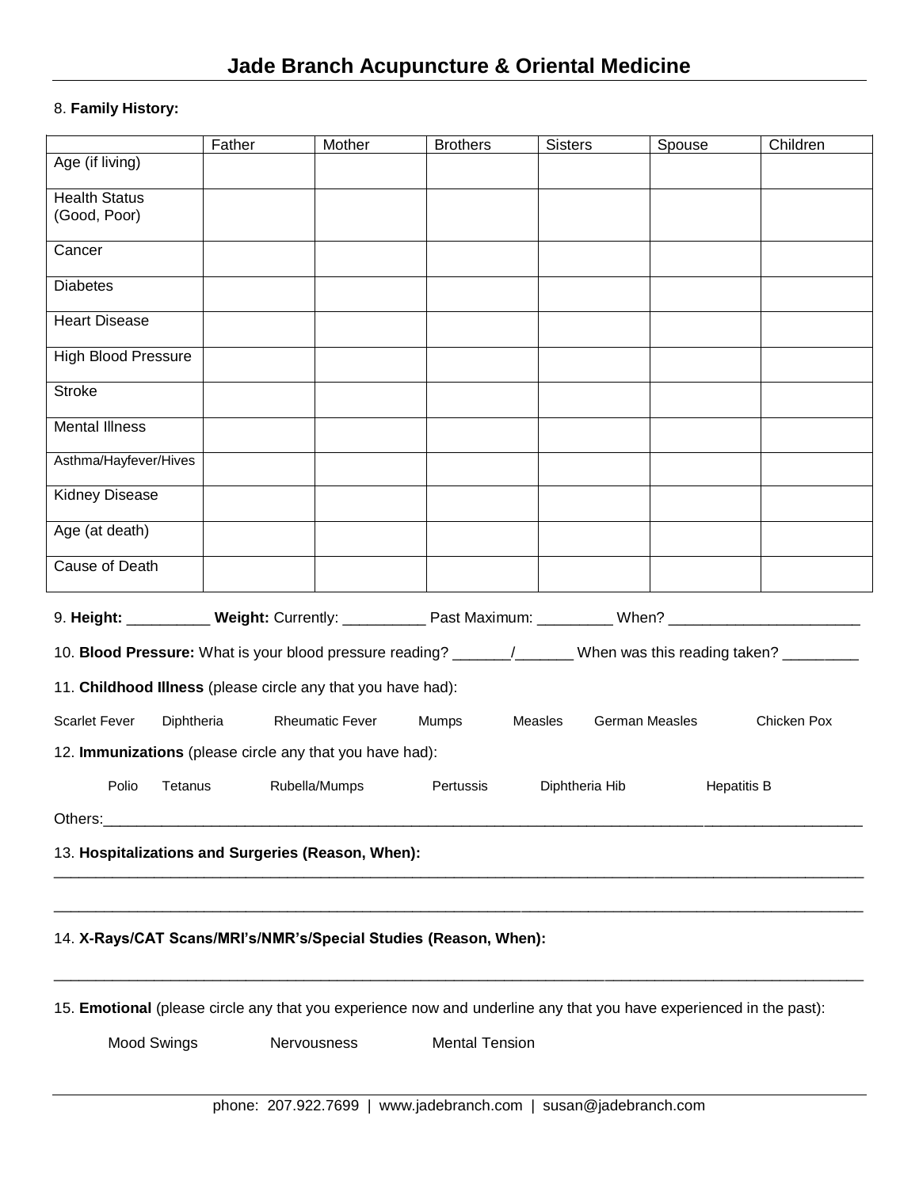# Jade Branch Acupuncture & Oriental Medicine

8. **Family History:**

| | Father | Mother | Brothers | Sisters | Spouse | Children |
|---|---|---|---|---|---|---|
| Age (if living) | | | | | | |
| Health Status (Good, Poor) | | | | | | |
| Cancer | | | | | | |
| Diabetes | | | | | | |
| Heart Disease | | | | | | |
| High Blood Pressure | | | | | | |
| Stroke | | | | | | |
| Mental Illness | | | | | | |
| Asthma/Hayfever/Hives | | | | | | |
| Kidney Disease | | | | | | |
| Age (at death) | | | | | | |
| Cause of Death | | | | | | |

9. **Height:** __________ **Weight:** Currently: __________ Past Maximum: _________ When? _______________________

10. **Blood Pressure:** What is your blood pressure reading? _______/_______ When was this reading taken? _________

11. **Childhood Illness** (please circle any that you have had):

Scarlet Fever    Diphtheria    Rheumatic Fever    Mumps    Measles    German Measles    Chicken Pox

12. **Immunizations** (please circle any that you have had):

Polio    Tetanus    Rubella/Mumps    Pertussis    Diphtheria Hib    Hepatitis B

Others:_____________________________________________________________________________________

13. **Hospitalizations and Surgeries (Reason, When):**

_____________________________________________________________________________________________

_____________________________________________________________________________________________

14. **X-Rays/CAT Scans/MRI's/NMR's/Special Studies (Reason, When):**

_____________________________________________________________________________________________

15. **Emotional** (please circle any that you experience now and underline any that you have experienced in the past):

Mood Swings    Nervousness    Mental Tension

phone: 207.922.7699 | www.jadebranch.com | susan@jadebranch.com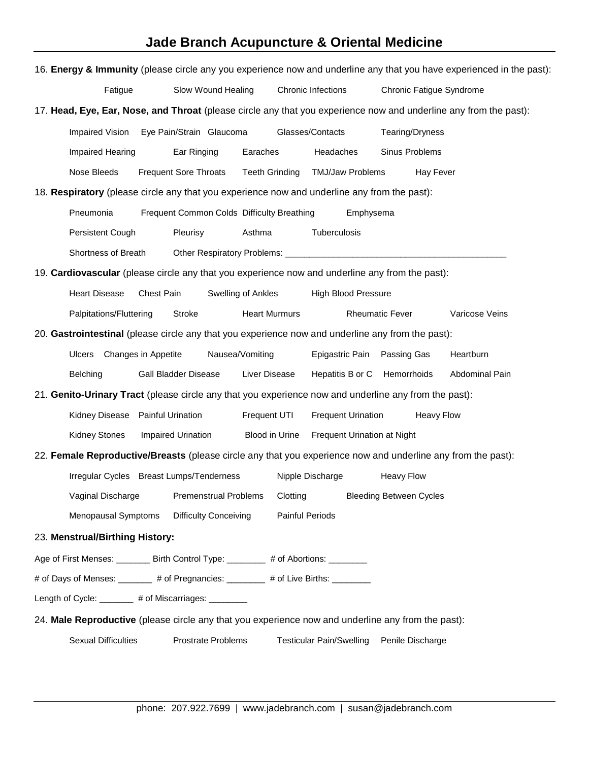## Jade Branch Acupuncture & Oriental Medicine

16. **Energy & Immunity** (please circle any you experience now and underline any that you have experienced in the past):

Fatigue    Slow Wound Healing    Chronic Infections    Chronic Fatigue Syndrome

17. **Head, Eye, Ear, Nose, and Throat** (please circle any that you experience now and underline any from the past):

Impaired Vision    Eye Pain/Strain    Glaucoma    Glasses/Contacts    Tearing/Dryness

Impaired Hearing    Ear Ringing    Earaches    Headaches    Sinus Problems

Nose Bleeds    Frequent Sore Throats    Teeth Grinding    TMJ/Jaw Problems    Hay Fever

18. **Respiratory** (please circle any that you experience now and underline any from the past):

Pneumonia    Frequent Common Colds    Difficulty Breathing    Emphysema

Persistent Cough    Pleurisy    Asthma    Tuberculosis

Shortness of Breath    Other Respiratory Problems: ______________________________________________

19. **Cardiovascular** (please circle any that you experience now and underline any from the past):

Heart Disease    Chest Pain    Swelling of Ankles    High Blood Pressure

Palpitations/Fluttering    Stroke    Heart Murmurs    Rheumatic Fever    Varicose Veins

20. **Gastrointestinal** (please circle any that you experience now and underline any from the past):

Ulcers    Changes in Appetite    Nausea/Vomiting    Epigastric Pain    Passing Gas    Heartburn

Belching    Gall Bladder Disease    Liver Disease    Hepatitis B or C    Hemorrhoids    Abdominal Pain

21. **Genito-Urinary Tract** (please circle any that you experience now and underline any from the past):

Kidney Disease    Painful Urination    Frequent UTI    Frequent Urination    Heavy Flow

Kidney Stones    Impaired Urination    Blood in Urine    Frequent Urination at Night

22. **Female Reproductive/Breasts** (please circle any that you experience now and underline any from the past):

Irregular Cycles    Breast Lumps/Tenderness    Nipple Discharge    Heavy Flow

Vaginal Discharge    Premenstrual Problems    Clotting    Bleeding Between Cycles

Menopausal Symptoms    Difficulty Conceiving    Painful Periods

23. **Menstrual/Birthing History:**

Age of First Menses: _______ Birth Control Type: ________ # of Abortions: ________

# of Days of Menses: _______ # of Pregnancies: ________ # of Live Births: ________

Length of Cycle: _______ # of Miscarriages: ________

24. **Male Reproductive** (please circle any that you experience now and underline any from the past):

Sexual Difficulties    Prostrate Problems    Testicular Pain/Swelling    Penile Discharge

phone: 207.922.7699 | www.jadebranch.com | susan@jadebranch.com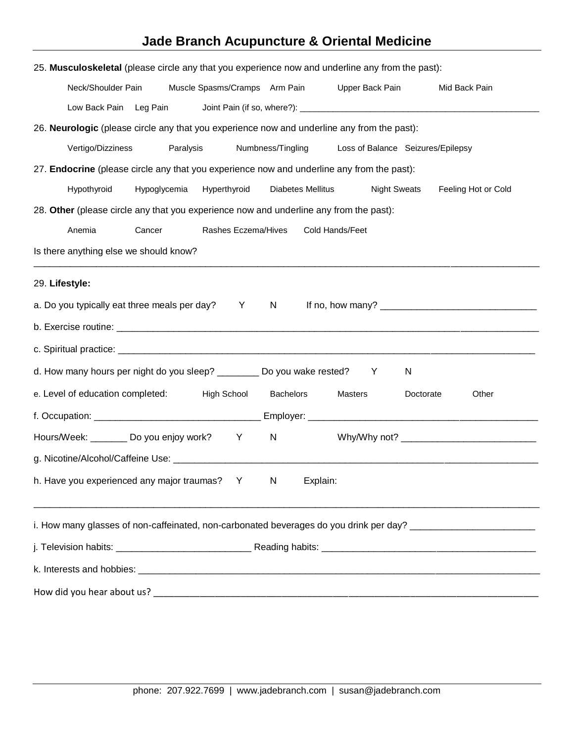# Jade Branch Acupuncture & Oriental Medicine

25. **Musculoskeletal** (please circle any that you experience now and underline any from the past):

Neck/Shoulder Pain Muscle Spasms/Cramps Arm Pain Upper Back Pain Mid Back Pain

Low Back Pain Leg Pain Joint Pain (if so, where?): ___________________________________________________

26. **Neurologic** (please circle any that you experience now and underline any from the past):

Vertigo/Dizziness Paralysis Numbness/Tingling Loss of Balance Seizures/Epilepsy

27. **Endocrine** (please circle any that you experience now and underline any from the past):

Hypothyroid Hypoglycemia Hyperthyroid Diabetes Mellitus Night Sweats Feeling Hot or Cold

28. **Other** (please circle any that you experience now and underline any from the past):

Anemia Cancer Rashes Eczema/Hives Cold Hands/Feet

Is there anything else we should know?

________________________________________________________________________________________________

29. **Lifestyle:**

a. Do you typically eat three meals per day? Y N If no, how many? ______________________________

b. Exercise routine: ________________________________________________________________________________

c. Spiritual practice: _______________________________________________________________________________

d. How many hours per night do you sleep? ________ Do you wake rested? Y N

e. Level of education completed: High School Bachelors Masters Doctorate Other

f. Occupation: ________________________________ Employer: _____________________________________________

Hours/Week: _______ Do you enjoy work? Y N Why/Why not? __________________________

g. Nicotine/Alcohol/Caffeine Use: ___________________________________________________________________

h. Have you experienced any major traumas? Y N Explain:

________________________________________________________________________________________________

i. How many glasses of non-caffeinated, non-carbonated beverages do you drink per day? ________________________

j. Television habits: __________________________ Reading habits: _________________________________________

k. Interests and hobbies: ___________________________________________________________________________

How did you hear about us? ________________________________________________________________________

phone: 207.922.7699 | www.jadebranch.com | susan@jadebranch.com